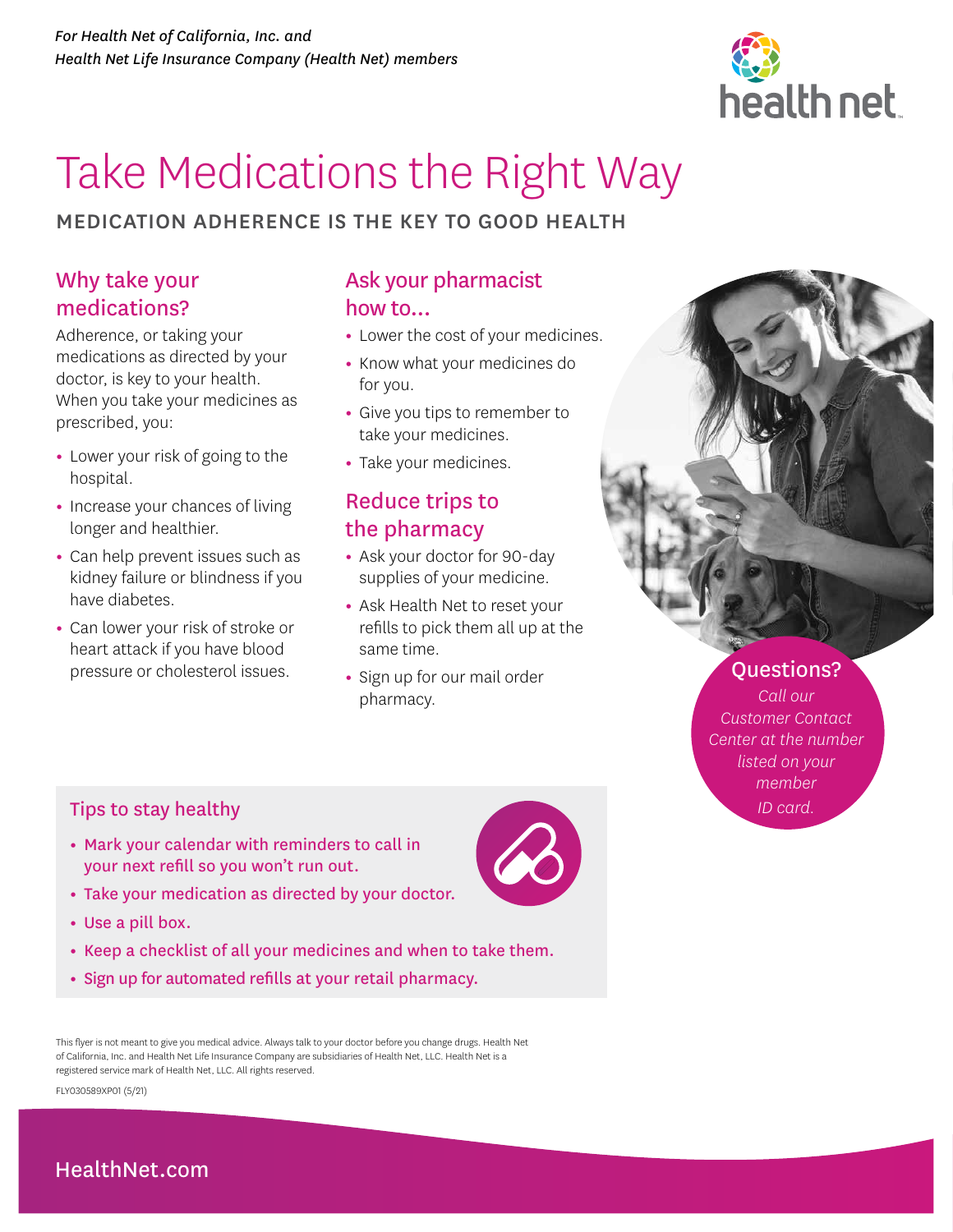*For Health Net of California, Inc. and Health Net Life Insurance Company (Health Net) members*

# Take Medications the Right Way

## MEDICATION ADHERENCE IS THE KEY TO GOOD HEALTH

### Why take your medications?

Adherence, or taking your medications as directed by your doctor, is key to your health. When you take your medicines as prescribed, you:

- Lower your risk of going to the hospital.
- Increase your chances of living longer and healthier.
- Can help prevent issues such as kidney failure or blindness if you have diabetes.
- Can lower your risk of stroke or heart attack if you have blood pressure or cholesterol issues.

### Ask your pharmacist how to...

- Lower the cost of your medicines.
- Know what your medicines do for you.
- Give you tips to remember to take your medicines.
- Take your medicines.

### Reduce trips to the pharmacy

- Ask your doctor for 90-day supplies of your medicine.
- Ask Health Net to reset your refills to pick them all up at the same time.
- Sign up for our mail order pharmacy.

### Questions?

*Call our Customer Contact Center at the number listed on your member ID card.*

### Tips to stay healthy

- Mark your calendar with reminders to call in your next refill so you won't run out.
- Take your medication as directed by your doctor.
- Use a pill box.
- Keep a checklist of all your medicines and when to take them.
- Sign up for automated refills at your retail pharmacy.

This flyer is not meant to give you medical advice. Always talk to your doctor before you change drugs. Health Net of California, Inc. and Health Net Life Insurance Company are subsidiaries of Health Net, LLC. Health Net is a registered service mark of Health Net, LLC. All rights reserved.

FLY030589XP01 (5/21)

HealthNet.com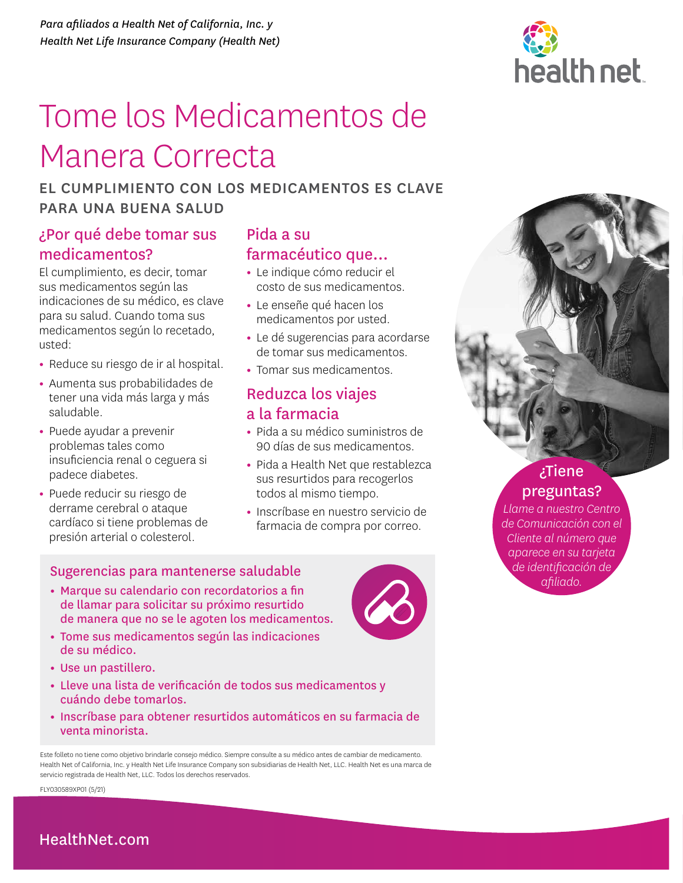*Para afiliados a Health Net of California, Inc. y Health Net Life Insurance Company (Health Net)*

# Tome los Medicamentos de Manera Correcta

## EL CUMPLIMIENTO CON LOS MEDICAMENTOS ES CLAVE PARA UNA BUENA SALUD

### ¿Por qué debe tomar sus medicamentos?

El cumplimiento, es decir, tomar sus medicamentos según las indicaciones de su médico, es clave para su salud. Cuando toma sus medicamentos según lo recetado, usted:

- Reduce su riesgo de ir al hospital.
- Aumenta sus probabilidades de tener una vida más larga y más saludable.
- Puede ayudar a prevenir problemas tales como insuficiencia renal o ceguera si padece diabetes.
- Puede reducir su riesgo de derrame cerebral o ataque cardíaco si tiene problemas de presión arterial o colesterol.

### Pida a su farmacéutico que...

- Le indique cómo reducir el costo de sus medicamentos.
- Le enseñe qué hacen los medicamentos por usted.
- Le dé sugerencias para acordarse de tomar sus medicamentos.
- Tomar sus medicamentos.

### Reduzca los viajes a la farmacia

- Pida a su médico suministros de 90 días de sus medicamentos.
- Pida a Health Net que restablezca sus resurtidos para recogerlos todos al mismo tiempo.
- Inscríbase en nuestro servicio de farmacia de compra por correo.

### ¿Tiene preguntas?

*Llame a nuestro Centro de Comunicación con el Cliente al número que aparece en su tarjeta de identificación de afiliado.*

### Sugerencias para mantenerse saludable

- Marque su calendario con recordatorios a fin de llamar para solicitar su próximo resurtido de manera que no se le agoten los medicamentos.
- Tome sus medicamentos según las indicaciones de su médico.
- Use un pastillero.
- Lleve una lista de verificación de todos sus medicamentos y cuándo debe tomarlos.
- Inscríbase para obtener resurtidos automáticos en su farmacia de venta minorista.

Este folleto no tiene como objetivo brindarle consejo médico. Siempre consulte a su médico antes de cambiar de medicamento. Health Net of California, Inc. y Health Net Life Insurance Company son subsidiarias de Health Net, LLC. Health Net es una marca de servicio registrada de Health Net, LLC. Todos los derechos reservados.

FLY030589XP01 (5/21)

HealthNet.com